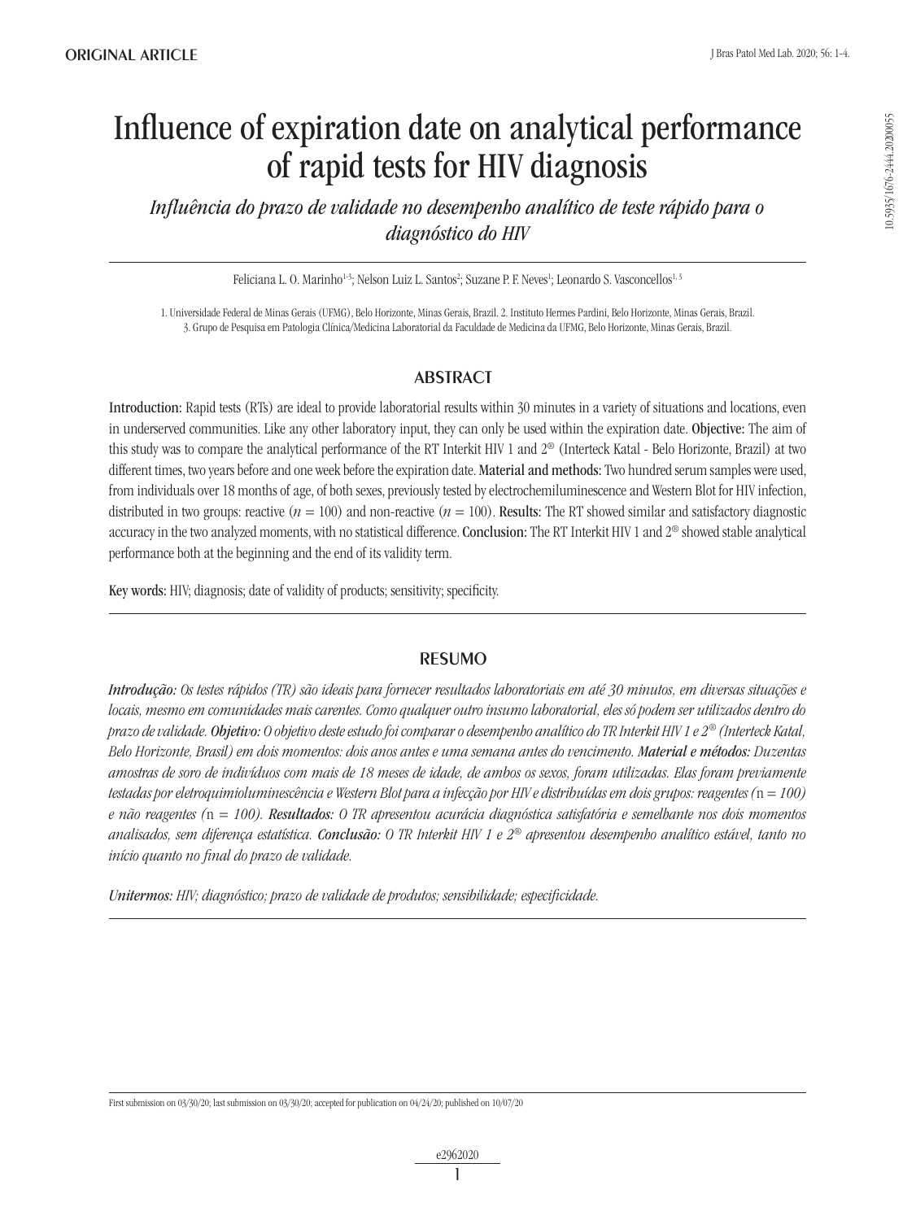ORIGINAL ARTICLE

# Influence of expiration date on analytical performance of rapid tests for HIV diagnosis

*Influência do prazo de validade no desempenho analítico de teste rápido para o diagnóstico do HIV*

Feliciana L. O. Marinho[1-3]; Nelson Luiz L. Santos[2]; Suzane P. F. Neves[1]; Leonardo S. Vasconcellos[1, 3]

1. Universidade Federal de Minas Gerais (UFMG), Belo Horizonte, Minas Gerais, Brazil. 2. Instituto Hermes Pardini, Belo Horizonte, Minas Gerais, Brazil. 3. Grupo de Pesquisa em Patologia Clínica/Medicina Laboratorial da Faculdade de Medicina da UFMG, Belo Horizonte, Minas Gerais, Brazil.

## ABSTRACT

**Introduction:** Rapid tests (RTs) are ideal to provide laboratorial results within 30 minutes in a variety of situations and locations, even in underserved communities. Like any other laboratory input, they can only be used within the expiration date. **Objective:** The aim of this study was to compare the analytical performance of the RT Interkit HIV 1 and 2® (Interteck Katal - Belo Horizonte, Brazil) at two different times, two years before and one week before the expiration date. **Material and methods:** Two hundred serum samples were used, from individuals over 18 months of age, of both sexes, previously tested by electrochemiluminescence and Western Blot for HIV infection, distributed in two groups: reactive ($n$ = 100) and non-reactive ($n$ = 100). **Results:** The RT showed similar and satisfactory diagnostic accuracy in the two analyzed moments, with no statistical difference. **Conclusion:** The RT Interkit HIV 1 and 2® showed stable analytical performance both at the beginning and the end of its validity term.

**Key words:** HIV; diagnosis; date of validity of products; sensitivity; specificity.

## RESUMO

***Introdução:*** *Os testes rápidos (TR) são ideais para fornecer resultados laboratoriais em até 30 minutos, em diversas situações e locais, mesmo em comunidades mais carentes. Como qualquer outro insumo laboratorial, eles só podem ser utilizados dentro do prazo de validade.* ***Objetivo:*** *O objetivo deste estudo foi comparar o desempenho analítico do TR Interkit HIV 1 e 2® (Interteck Katal, Belo Horizonte, Brasil) em dois momentos: dois anos antes e uma semana antes do vencimento.* ***Material e métodos:*** *Duzentas amostras de soro de indivíduos com mais de 18 meses de idade, de ambos os sexos, foram utilizadas. Elas foram previamente testadas por eletroquimioluminescência e Western Blot para a infecção por HIV e distribuídas em dois grupos: reagentes (*n *= 100) e não reagentes (*n *= 100).* ***Resultados:*** *O TR apresentou acurácia diagnóstica satisfatória e semelhante nos dois momentos analisados, sem diferença estatística.* ***Conclusão:*** *O TR Interkit HIV 1 e 2® apresentou desempenho analítico estável, tanto no início quanto no final do prazo de validade.*

***Unitermos:*** *HIV; diagnóstico; prazo de validade de produtos; sensibilidade; especificidade.*

First submission on 03/30/20; last submission on 03/30/20; accepted for publication on 04/24/20; published on 10/07/20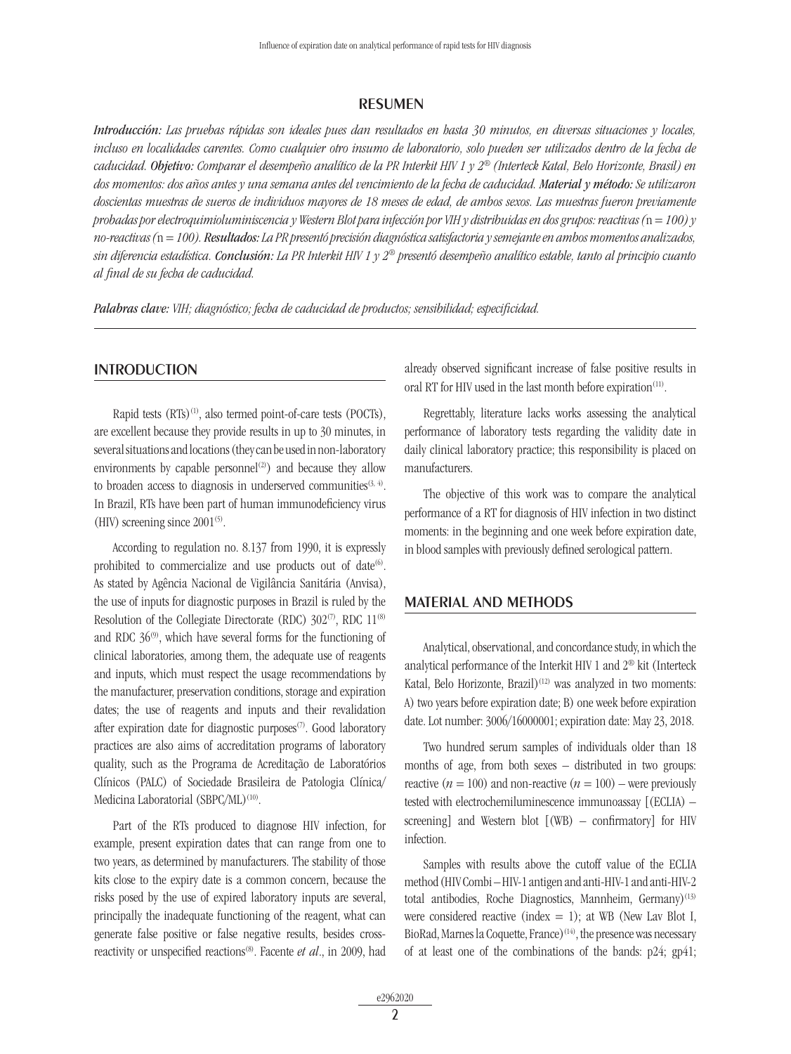## RESUMEN

***Introducción:*** *Las pruebas rápidas son ideales pues dan resultados en hasta 30 minutos, en diversas situaciones y locales, incluso en localidades carentes. Como cualquier otro insumo de laboratorio, solo pueden ser utilizados dentro de la fecha de caducidad.* ***Objetivo:*** *Comparar el desempeño analítico de la PR Interkit HIV 1 y 2® (Interteck Katal, Belo Horizonte, Brasil) en dos momentos: dos años antes y una semana antes del vencimiento de la fecha de caducidad.* ***Material y método:*** *Se utilizaron doscientas muestras de sueros de individuos mayores de 18 meses de edad, de ambos sexos. Las muestras fueron previamente probadas por electroquimioluminiscencia y Western Blot para infección por VIH y distribuidas en dos grupos: reactivas (*n *= 100) y no-reactivas (*n *= 100).* ***Resultados:*** *La PR presentó precisión diagnóstica satisfactoria y semejante en ambos momentos analizados, sin diferencia estadística.* ***Conclusión:*** *La PR Interkit HIV 1 y 2® presentó desempeño analítico estable, tanto al principio cuanto al final de su fecha de caducidad.*

***Palabras clave:*** *VIH; diagnóstico; fecha de caducidad de productos; sensibilidad; especificidad.*

## INTRODUCTION

Rapid tests (RTs)[1], also termed point-of-care tests (POCTs), are excellent because they provide results in up to 30 minutes, in several situations and locations (they can be used in non-laboratory environments by capable personnel[2]) and because they allow to broaden access to diagnosis in underserved communities[3, 4]. In Brazil, RTs have been part of human immunodeficiency virus (HIV) screening since 2001[5].

According to regulation no. 8.137 from 1990, it is expressly prohibited to commercialize and use products out of date[6]. As stated by Agência Nacional de Vigilância Sanitária (Anvisa), the use of inputs for diagnostic purposes in Brazil is ruled by the Resolution of the Collegiate Directorate (RDC) 302[7], RDC 11[8] and RDC 36[9], which have several forms for the functioning of clinical laboratories, among them, the adequate use of reagents and inputs, which must respect the usage recommendations by the manufacturer, preservation conditions, storage and expiration dates; the use of reagents and inputs and their revalidation after expiration date for diagnostic purposes[7]. Good laboratory practices are also aims of accreditation programs of laboratory quality, such as the Programa de Acreditação de Laboratórios Clínicos (PALC) of Sociedade Brasileira de Patologia Clínica/Medicina Laboratorial (SBPC/ML)[10].

Part of the RTs produced to diagnose HIV infection, for example, present expiration dates that can range from one to two years, as determined by manufacturers. The stability of those kits close to the expiry date is a common concern, because the risks posed by the use of expired laboratory inputs are several, principally the inadequate functioning of the reagent, what can generate false positive or false negative results, besides cross-reactivity or unspecified reactions[8]. Facente *et al*., in 2009, had already observed significant increase of false positive results in oral RT for HIV used in the last month before expiration[11].

Regrettably, literature lacks works assessing the analytical performance of laboratory tests regarding the validity date in daily clinical laboratory practice; this responsibility is placed on manufacturers.

The objective of this work was to compare the analytical performance of a RT for diagnosis of HIV infection in two distinct moments: in the beginning and one week before expiration date, in blood samples with previously defined serological pattern.

## MATERIAL AND METHODS

Analytical, observational, and concordance study, in which the analytical performance of the Interkit HIV 1 and 2® kit (Interteck Katal, Belo Horizonte, Brazil)[12] was analyzed in two moments: A) two years before expiration date; B) one week before expiration date. Lot number: 3006/16000001; expiration date: May 23, 2018.

Two hundred serum samples of individuals older than 18 months of age, from both sexes – distributed in two groups: reactive ($n$ = 100) and non-reactive ($n$ = 100) – were previously tested with electrochemiluminescence immunoassay [(ECLIA) – screening] and Western blot [(WB) – confirmatory] for HIV infection.

Samples with results above the cutoff value of the ECLIA method (HIV Combi – HIV-1 antigen and anti-HIV-1 and anti-HIV-2 total antibodies, Roche Diagnostics, Mannheim, Germany)[13] were considered reactive (index = 1); at WB (New Lav Blot I, BioRad, Marnes la Coquette, France)[14], the presence was necessary of at least one of the combinations of the bands: p24; gp41;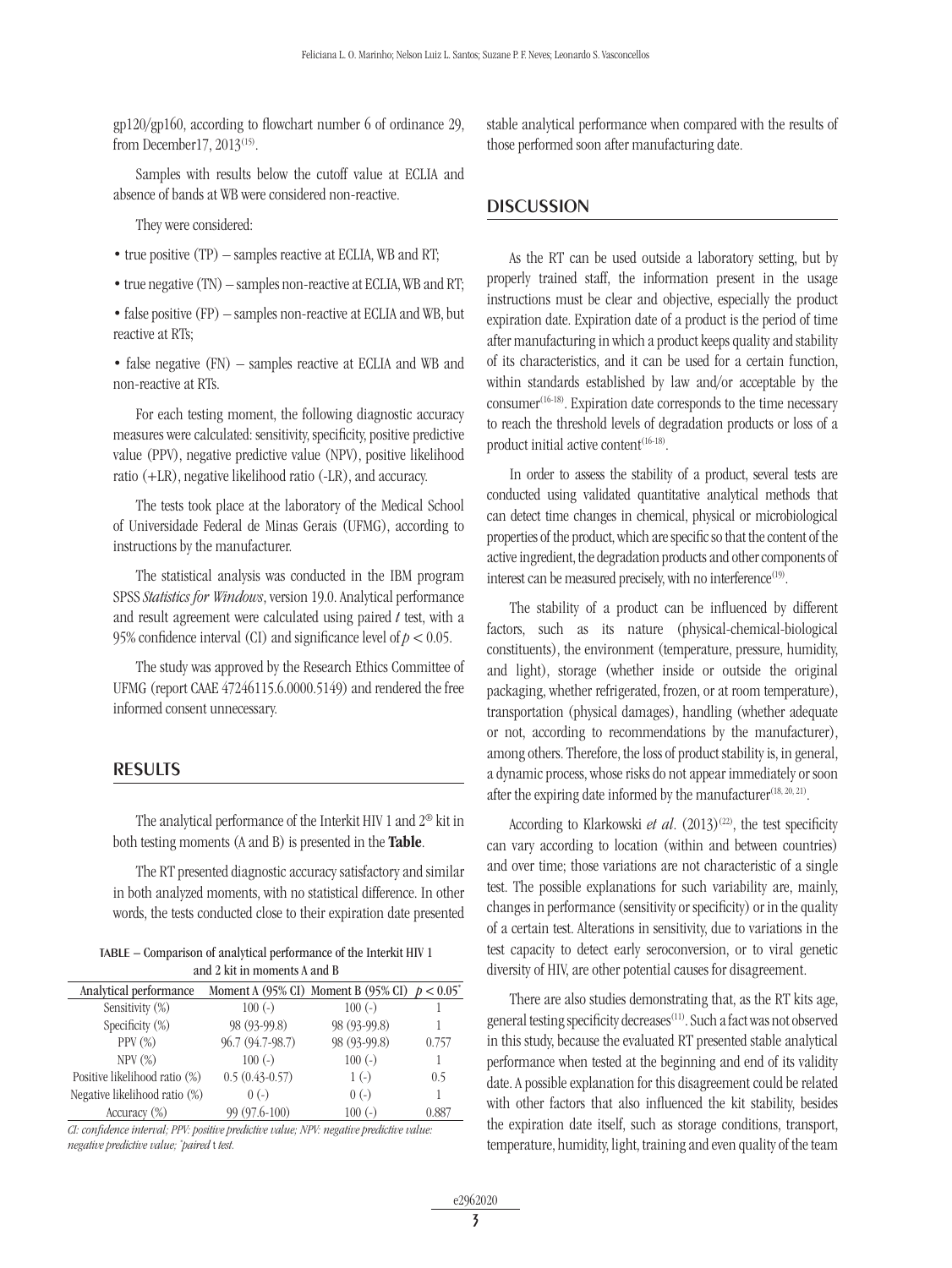gp120/gp160, according to flowchart number 6 of ordinance 29, from December17, 2013[15].

Samples with results below the cutoff value at ECLIA and absence of bands at WB were considered non-reactive.

They were considered:

- true positive (TP) – samples reactive at ECLIA, WB and RT;
- true negative (TN) – samples non-reactive at ECLIA, WB and RT;
- false positive (FP) – samples non-reactive at ECLIA and WB, but reactive at RTs;
- false negative (FN) – samples reactive at ECLIA and WB and non-reactive at RTs.

For each testing moment, the following diagnostic accuracy measures were calculated: sensitivity, specificity, positive predictive value (PPV), negative predictive value (NPV), positive likelihood ratio (+LR), negative likelihood ratio (-LR), and accuracy.

The tests took place at the laboratory of the Medical School of Universidade Federal de Minas Gerais (UFMG), according to instructions by the manufacturer.

The statistical analysis was conducted in the IBM program SPSS *Statistics for Windows*, version 19.0. Analytical performance and result agreement were calculated using paired *t* test, with a 95% confidence interval (CI) and significance level of $p < 0.05$.

The study was approved by the Research Ethics Committee of UFMG (report CAAE 47246115.6.0000.5149) and rendered the free informed consent unnecessary.

## RESULTS

The analytical performance of the Interkit HIV 1 and 2® kit in both testing moments (A and B) is presented in the **Table**.

The RT presented diagnostic accuracy satisfactory and similar in both analyzed moments, with no statistical difference. In other words, the tests conducted close to their expiration date presented stable analytical performance when compared with the results of those performed soon after manufacturing date.

TABLE – Comparison of analytical performance of the Interkit HIV 1 and 2 kit in moments A and B

| Analytical performance | Moment A (95% CI) | Moment B (95% CI) | $p < 0.05^*$ |
|---|---|---|---|
| Sensitivity (%) | 100 (-) | 100 (-) | 1 |
| Specificity (%) | 98 (93-99.8) | 98 (93-99.8) | 1 |
| PPV (%) | 96.7 (94.7-98.7) | 98 (93-99.8) | 0.757 |
| NPV (%) | 100 (-) | 100 (-) | 1 |
| Positive likelihood ratio (%) | 0.5 (0.43-0.57) | 1 (-) | 0.5 |
| Negative likelihood ratio (%) | 0 (-) | 0 (-) | 1 |
| Accuracy (%) | 99 (97.6-100) | 100 (-) | 0.887 |

*CI: confidence interval; PPV: positive predictive value; NPV: negative predictive value: negative predictive value; \*paired* t *test.*

## DISCUSSION

As the RT can be used outside a laboratory setting, but by properly trained staff, the information present in the usage instructions must be clear and objective, especially the product expiration date. Expiration date of a product is the period of time after manufacturing in which a product keeps quality and stability of its characteristics, and it can be used for a certain function, within standards established by law and/or acceptable by the consumer[16-18]. Expiration date corresponds to the time necessary to reach the threshold levels of degradation products or loss of a product initial active content[16-18].

In order to assess the stability of a product, several tests are conducted using validated quantitative analytical methods that can detect time changes in chemical, physical or microbiological properties of the product, which are specific so that the content of the active ingredient, the degradation products and other components of interest can be measured precisely, with no interference[19].

The stability of a product can be influenced by different factors, such as its nature (physical-chemical-biological constituents), the environment (temperature, pressure, humidity, and light), storage (whether inside or outside the original packaging, whether refrigerated, frozen, or at room temperature), transportation (physical damages), handling (whether adequate or not, according to recommendations by the manufacturer), among others. Therefore, the loss of product stability is, in general, a dynamic process, whose risks do not appear immediately or soon after the expiring date informed by the manufacturer[18, 20, 21].

According to Klarkowski *et al*. (2013)[22], the test specificity can vary according to location (within and between countries) and over time; those variations are not characteristic of a single test. The possible explanations for such variability are, mainly, changes in performance (sensitivity or specificity) or in the quality of a certain test. Alterations in sensitivity, due to variations in the test capacity to detect early seroconversion, or to viral genetic diversity of HIV, are other potential causes for disagreement.

There are also studies demonstrating that, as the RT kits age, general testing specificity decreases[11]. Such a fact was not observed in this study, because the evaluated RT presented stable analytical performance when tested at the beginning and end of its validity date. A possible explanation for this disagreement could be related with other factors that also influenced the kit stability, besides the expiration date itself, such as storage conditions, transport, temperature, humidity, light, training and even quality of the team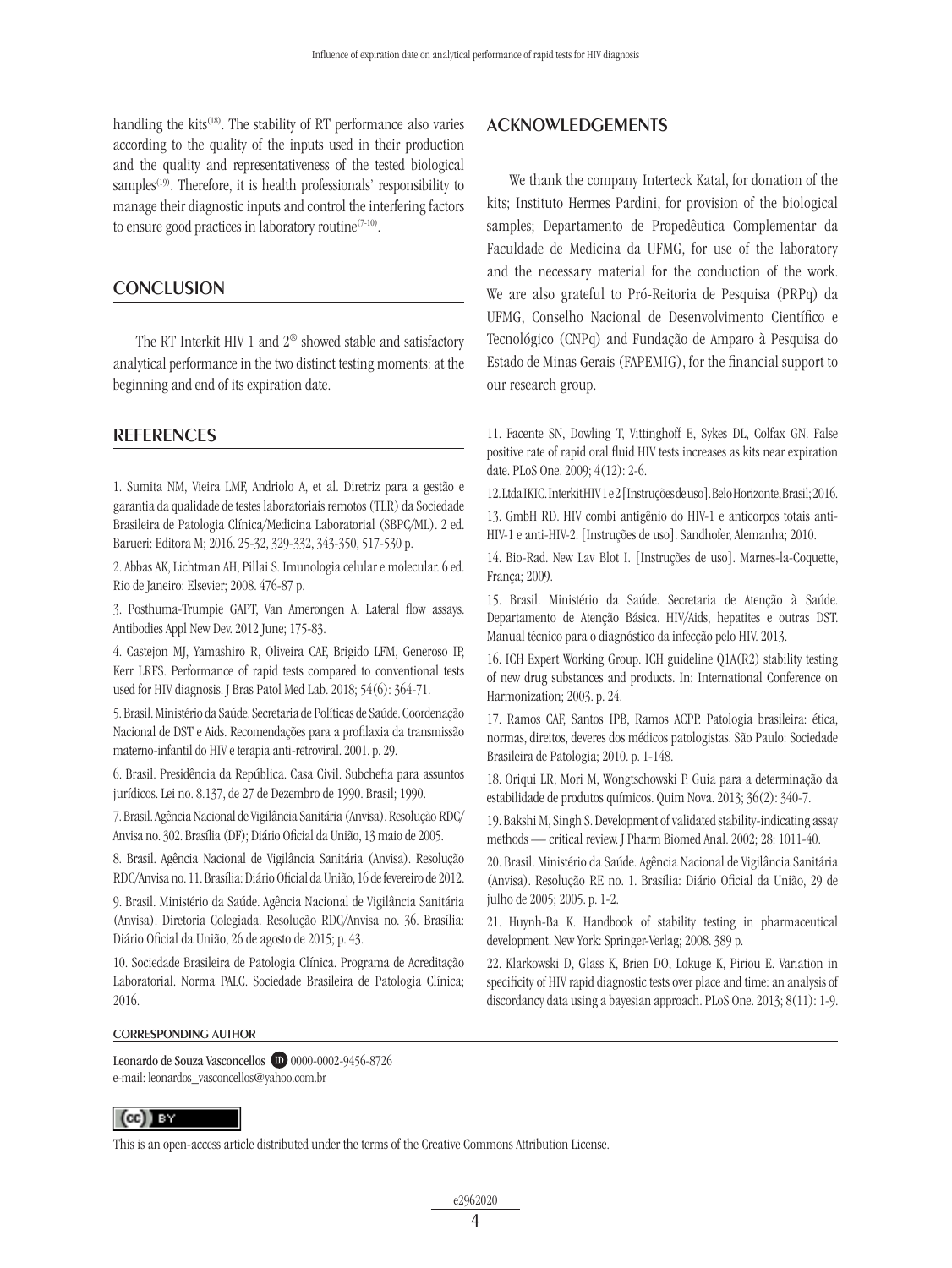handling the kits[18]. The stability of RT performance also varies according to the quality of the inputs used in their production and the quality and representativeness of the tested biological samples[19]. Therefore, it is health professionals' responsibility to manage their diagnostic inputs and control the interfering factors to ensure good practices in laboratory routine[7-10].

## CONCLUSION

The RT Interkit HIV 1 and 2® showed stable and satisfactory analytical performance in the two distinct testing moments: at the beginning and end of its expiration date.

## ACKNOWLEDGEMENTS

We thank the company Interteck Katal, for donation of the kits; Instituto Hermes Pardini, for provision of the biological samples; Departamento de Propedêutica Complementar da Faculdade de Medicina da UFMG, for use of the laboratory and the necessary material for the conduction of the work. We are also grateful to Pró-Reitoria de Pesquisa (PRPq) da UFMG, Conselho Nacional de Desenvolvimento Científico e Tecnológico (CNPq) and Fundação de Amparo à Pesquisa do Estado de Minas Gerais (FAPEMIG), for the financial support to our research group.

## REFERENCES

1. Sumita NM, Vieira LMF, Andriolo A, et al. Diretriz para a gestão e garantia da qualidade de testes laboratoriais remotos (TLR) da Sociedade Brasileira de Patologia Clínica/Medicina Laboratorial (SBPC/ML). 2 ed. Barueri: Editora M; 2016. 25-32, 329-332, 343-350, 517-530 p.

2. Abbas AK, Lichtman AH, Pillai S. Imunologia celular e molecular. 6 ed. Rio de Janeiro: Elsevier; 2008. 476-87 p.

3. Posthuma-Trumpie GAPT, Van Amerongen A. Lateral flow assays. Antibodies Appl New Dev. 2012 June; 175-83.

4. Castejon MJ, Yamashiro R, Oliveira CAF, Brigido LFM, Generoso IP, Kerr LRFS. Performance of rapid tests compared to conventional tests used for HIV diagnosis. J Bras Patol Med Lab. 2018; 54(6): 364-71.

5. Brasil. Ministério da Saúde. Secretaria de Políticas de Saúde. Coordenação Nacional de DST e Aids. Recomendações para a profilaxia da transmissão materno-infantil do HIV e terapia anti-retroviral. 2001. p. 29.

6. Brasil. Presidência da República. Casa Civil. Subchefia para assuntos jurídicos. Lei no. 8.137, de 27 de Dezembro de 1990. Brasil; 1990.

7. Brasil. Agência Nacional de Vigilância Sanitária (Anvisa). Resolução RDC/Anvisa no. 302. Brasília (DF); Diário Oficial da União, 13 maio de 2005.

8. Brasil. Agência Nacional de Vigilância Sanitária (Anvisa). Resolução RDC/Anvisa no. 11. Brasília: Diário Oficial da União, 16 de fevereiro de 2012.

9. Brasil. Ministério da Saúde. Agência Nacional de Vigilância Sanitária (Anvisa). Diretoria Colegiada. Resolução RDC/Anvisa no. 36. Brasília: Diário Oficial da União, 26 de agosto de 2015; p. 43.

10. Sociedade Brasileira de Patologia Clínica. Programa de Acreditação Laboratorial. Norma PALC. Sociedade Brasileira de Patologia Clínica; 2016.

11. Facente SN, Dowling T, Vittinghoff E, Sykes DL, Colfax GN. False positive rate of rapid oral fluid HIV tests increases as kits near expiration date. PLoS One. 2009; 4(12): 2-6.

12. Ltda IKIC. Interkit HIV 1 e 2 [Instruções de uso]. Belo Horizonte, Brasil; 2016.

13. GmbH RD. HIV combi antigênio do HIV-1 e anticorpos totais anti-HIV-1 e anti-HIV-2. [Instruções de uso]. Sandhofer, Alemanha; 2010.

14. Bio-Rad. New Lav Blot I. [Instruções de uso]. Marnes-la-Coquette, França; 2009.

15. Brasil. Ministério da Saúde. Secretaria de Atenção à Saúde. Departamento de Atenção Básica. HIV/Aids, hepatites e outras DST. Manual técnico para o diagnóstico da infecção pelo HIV. 2013.

16. ICH Expert Working Group. ICH guideline Q1A(R2) stability testing of new drug substances and products. In: International Conference on Harmonization; 2003. p. 24.

17. Ramos CAF, Santos IPB, Ramos ACPP. Patologia brasileira: ética, normas, direitos, deveres dos médicos patologistas. São Paulo: Sociedade Brasileira de Patologia; 2010. p. 1-148.

18. Oriqui LR, Mori M, Wongtschowski P. Guia para a determinação da estabilidade de produtos químicos. Quim Nova. 2013; 36(2): 340-7.

19. Bakshi M, Singh S. Development of validated stability-indicating assay methods — critical review. J Pharm Biomed Anal. 2002; 28: 1011-40.

20. Brasil. Ministério da Saúde. Agência Nacional de Vigilância Sanitária (Anvisa). Resolução RE no. 1. Brasília: Diário Oficial da União, 29 de julho de 2005; 2005. p. 1-2.

21. Huynh-Ba K. Handbook of stability testing in pharmaceutical development. New York: Springer-Verlag; 2008. 389 p.

22. Klarkowski D, Glass K, Brien DO, Lokuge K, Piriou E. Variation in specificity of HIV rapid diagnostic tests over place and time: an analysis of discordancy data using a bayesian approach. PLoS One. 2013; 8(11): 1-9.

### CORRESPONDING AUTHOR

**Leonardo de Souza Vasconcellos** 0000-0002-9456-8726
e-mail: leonardos_vasconcellos@yahoo.com.br

This is an open-access article distributed under the terms of the Creative Commons Attribution License.